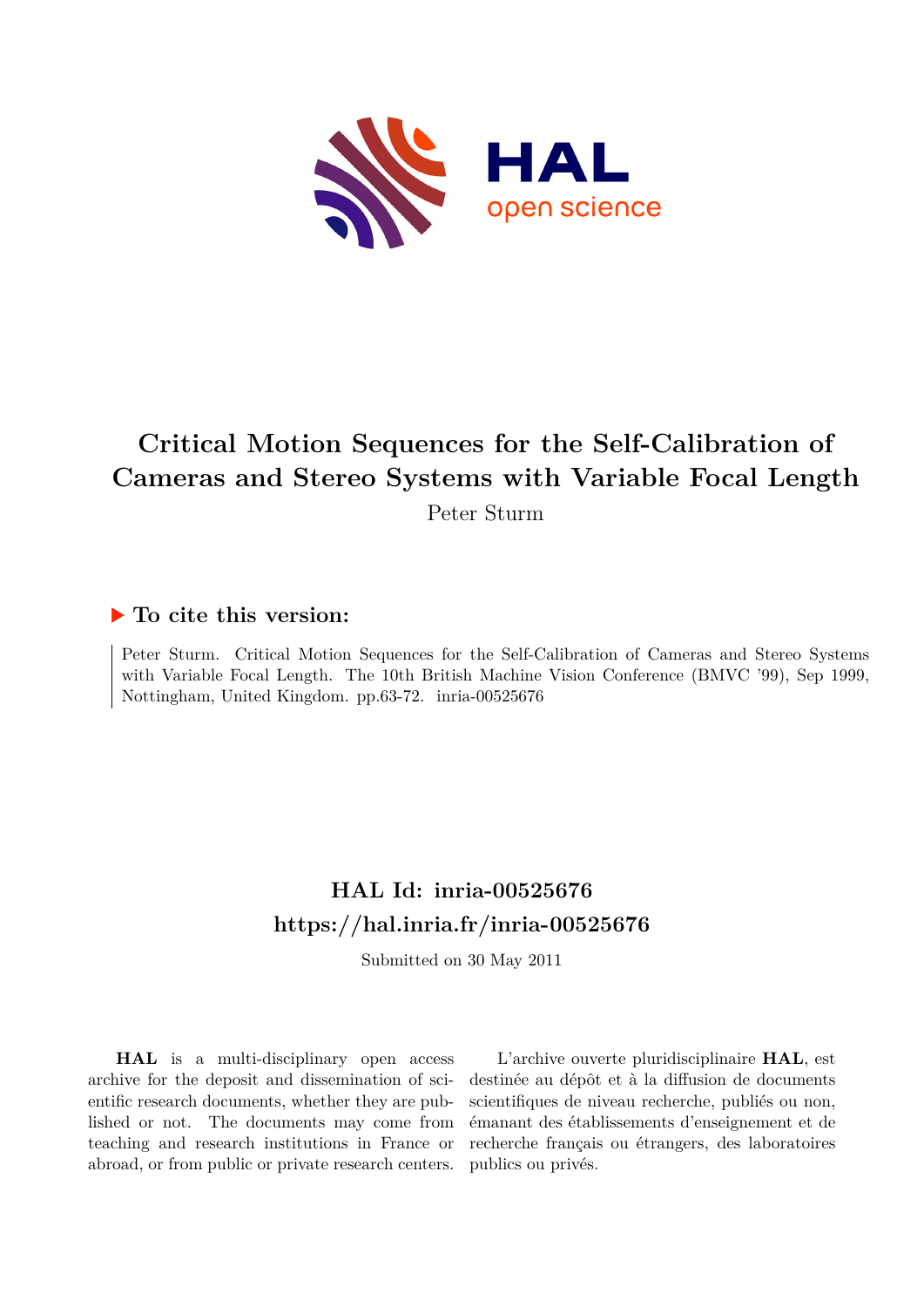# Critical Motion Sequences for the Self-Calibration of Cameras and Stereo Systems with Variable Focal Length

Peter Sturm

## ▶ To cite this version:

Peter Sturm. Critical Motion Sequences for the Self-Calibration of Cameras and Stereo Systems with Variable Focal Length. The 10th British Machine Vision Conference (BMVC '99), Sep 1999, Nottingham, United Kingdom. pp.63-72. inria-00525676

## HAL Id: inria-00525676

## https://hal.inria.fr/inria-00525676

Submitted on 30 May 2011

**HAL** is a multi-disciplinary open access archive for the deposit and dissemination of scientific research documents, whether they are published or not. The documents may come from teaching and research institutions in France or abroad, or from public or private research centers.

L'archive ouverte pluridisciplinaire **HAL**, est destinée au dépôt et à la diffusion de documents scientifiques de niveau recherche, publiés ou non, émanant des établissements d'enseignement et de recherche français ou étrangers, des laboratoires publics ou privés.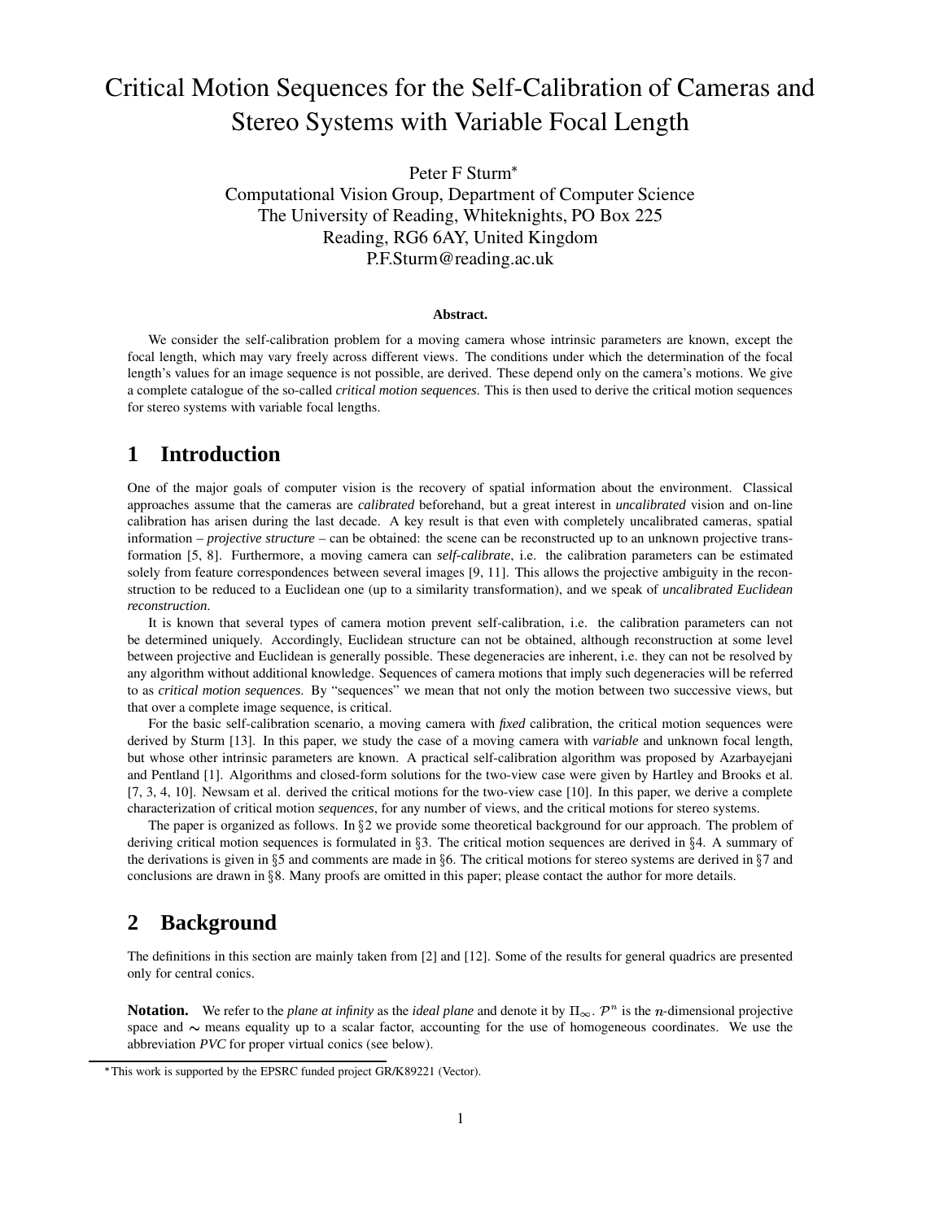# Critical Motion Sequences for the Self-Calibration of Cameras and Stereo Systems with Variable Focal Length

Peter F Sturm*
Computational Vision Group, Department of Computer Science
The University of Reading, Whiteknights, PO Box 225
Reading, RG6 6AY, United Kingdom
P.F.Sturm@reading.ac.uk

**Abstract.**

We consider the self-calibration problem for a moving camera whose intrinsic parameters are known, except the focal length, which may vary freely across different views. The conditions under which the determination of the focal length's values for an image sequence is not possible, are derived. These depend only on the camera's motions. We give a complete catalogue of the so-called *critical motion sequences*. This is then used to derive the critical motion sequences for stereo systems with variable focal lengths.

## 1 Introduction

One of the major goals of computer vision is the recovery of spatial information about the environment. Classical approaches assume that the cameras are *calibrated* beforehand, but a great interest in *uncalibrated* vision and on-line calibration has arisen during the last decade. A key result is that even with completely uncalibrated cameras, spatial information – *projective structure* – can be obtained: the scene can be reconstructed up to an unknown projective transformation [5, 8]. Furthermore, a moving camera can *self-calibrate*, i.e. the calibration parameters can be estimated solely from feature correspondences between several images [9, 11]. This allows the projective ambiguity in the reconstruction to be reduced to a Euclidean one (up to a similarity transformation), and we speak of *uncalibrated Euclidean reconstruction*.

It is known that several types of camera motion prevent self-calibration, i.e. the calibration parameters can not be determined uniquely. Accordingly, Euclidean structure can not be obtained, although reconstruction at some level between projective and Euclidean is generally possible. These degeneracies are inherent, i.e. they can not be resolved by any algorithm without additional knowledge. Sequences of camera motions that imply such degeneracies will be referred to as *critical motion sequences*. By "sequences" we mean that not only the motion between two successive views, but that over a complete image sequence, is critical.

For the basic self-calibration scenario, a moving camera with *fixed* calibration, the critical motion sequences were derived by Sturm [13]. In this paper, we study the case of a moving camera with *variable* and unknown focal length, but whose other intrinsic parameters are known. A practical self-calibration algorithm was proposed by Azarbayejani and Pentland [1]. Algorithms and closed-form solutions for the two-view case were given by Hartley and Brooks et al. [7, 3, 4, 10]. Newsam et al. derived the critical motions for the two-view case [10]. In this paper, we derive a complete characterization of critical motion *sequences*, for any number of views, and the critical motions for stereo systems.

The paper is organized as follows. In §2 we provide some theoretical background for our approach. The problem of deriving critical motion sequences is formulated in §3. The critical motion sequences are derived in §4. A summary of the derivations is given in §5 and comments are made in §6. The critical motions for stereo systems are derived in §7 and conclusions are drawn in §8. Many proofs are omitted in this paper; please contact the author for more details.

## 2 Background

The definitions in this section are mainly taken from [2] and [12]. Some of the results for general quadrics are presented only for central conics.

**Notation.** We refer to the *plane at infinity* as the *ideal plane* and denote it by $\Pi_\infty$. $\mathcal{P}^n$ is the $n$-dimensional projective space and $\sim$ means equality up to a scalar factor, accounting for the use of homogeneous coordinates. We use the abbreviation *PVC* for proper virtual conics (see below).

*This work is supported by the EPSRC funded project GR/K89221 (Vector).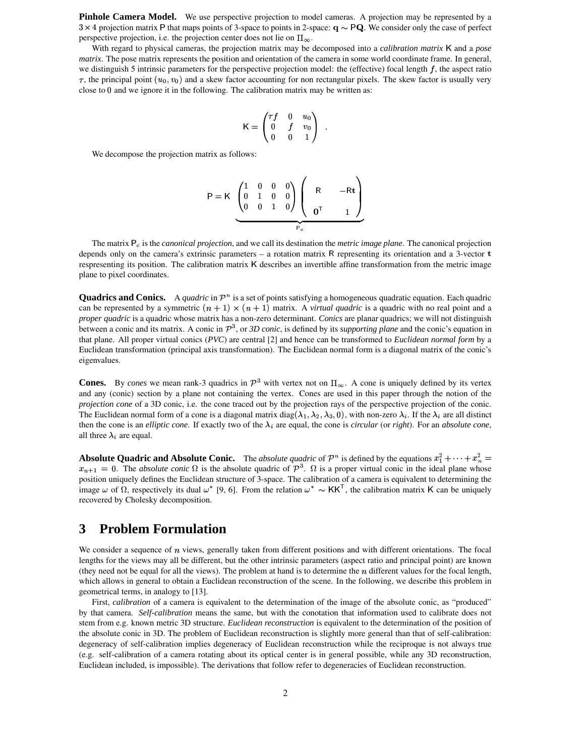**Pinhole Camera Model.** We use perspective projection to model cameras. A projection may be represented by a $3 \times 4$ projection matrix $\mathsf{P}$ that maps points of 3-space to points in 2-space: $\mathbf{q} \sim \mathsf{P}\mathbf{Q}$. We consider only the case of perfect perspective projection, i.e. the projection center does not lie on $\Pi_\infty$.

With regard to physical cameras, the projection matrix may be decomposed into a *calibration matrix* $\mathsf{K}$ and a *pose matrix*. The pose matrix represents the position and orientation of the camera in some world coordinate frame. In general, we distinguish 5 intrinsic parameters for the perspective projection model: the (effective) focal length $f$, the aspect ratio $\tau$, the principal point $(u_0, v_0)$ and a skew factor accounting for non rectangular pixels. The skew factor is usually very close to $0$ and we ignore it in the following. The calibration matrix may be written as:

$$\mathsf{K} = \begin{pmatrix} \tau f & 0 & u_0 \\ 0 & f & v_0 \\ 0 & 0 & 1 \end{pmatrix} .$$

We decompose the projection matrix as follows:

$$\mathsf{P} = \mathsf{K} \underbrace{\begin{pmatrix} 1 & 0 & 0 & 0 \\ 0 & 1 & 0 & 0 \\ 0 & 0 & 1 & 0 \end{pmatrix} \begin{pmatrix} \mathsf{R} & -\mathsf{R}\mathbf{t} \\ \mathbf{0}^\mathsf{T} & 1 \end{pmatrix}}_{\mathsf{P}_c}$$

The matrix $\mathsf{P}_c$ is the *canonical projection*, and we call its destination the *metric image plane*. The canonical projection depends only on the camera's extrinsic parameters – a rotation matrix $\mathsf{R}$ representing its orientation and a 3-vector $\mathbf{t}$ respresenting its position. The calibration matrix $\mathsf{K}$ describes an invertible affine transformation from the metric image plane to pixel coordinates.

**Quadrics and Conics.** A *quadric* in $\mathcal{P}^n$ is a set of points satisfying a homogeneous quadratic equation. Each quadric can be represented by a symmetric $(n+1) \times (n+1)$ matrix. A *virtual quadric* is a quadric with no real point and a *proper quadric* is a quadric whose matrix has a non-zero determinant. *Conics* are planar quadrics; we will not distinguish between a conic and its matrix. A conic in $\mathcal{P}^3$, or *3D conic*, is defined by its *supporting plane* and the conic's equation in that plane. All proper virtual conics (*PVC*) are central [2] and hence can be transformed to *Euclidean normal form* by a Euclidean transformation (principal axis transformation). The Euclidean normal form is a diagonal matrix of the conic's eigenvalues.

**Cones.** By *cones* we mean rank-3 quadrics in $\mathcal{P}^3$ with vertex not on $\Pi_\infty$. A cone is uniquely defined by its vertex and any (conic) section by a plane not containing the vertex. Cones are used in this paper through the notion of the *projection cone* of a 3D conic, i.e. the cone traced out by the projection rays of the perspective projection of the conic. The Euclidean normal form of a cone is a diagonal matrix $\text{diag}(\lambda_1, \lambda_2, \lambda_3, 0)$, with non-zero $\lambda_i$. If the $\lambda_i$ are all distinct then the cone is an *elliptic cone*. If exactly two of the $\lambda_i$ are equal, the cone is *circular* (or *right*). For an *absolute cone*, all three $\lambda_i$ are equal.

**Absolute Quadric and Absolute Conic.** The *absolute quadric* of $\mathcal{P}^n$ is defined by the equations $x_1^2 + \cdots + x_n^2 = x_{n+1} = 0$. The *absolute conic* $\Omega$ is the absolute quadric of $\mathcal{P}^3$. $\Omega$ is a proper virtual conic in the ideal plane whose position uniquely defines the Euclidean structure of 3-space. The calibration of a camera is equivalent to determining the image $\omega$ of $\Omega$, respectively its dual $\omega^*$ [9, 6]. From the relation $\omega^* \sim \mathsf{K}\mathsf{K}^\mathsf{T}$, the calibration matrix $\mathsf{K}$ can be uniquely recovered by Cholesky decomposition.

# 3 Problem Formulation

We consider a sequence of $n$ views, generally taken from different positions and with different orientations. The focal lengths for the views may all be different, but the other intrinsic parameters (aspect ratio and principal point) are known (they need not be equal for all the views). The problem at hand is to determine the $n$ different values for the focal length, which allows in general to obtain a Euclidean reconstruction of the scene. In the following, we describe this problem in geometrical terms, in analogy to [13].

First, *calibration* of a camera is equivalent to the determination of the image of the absolute conic, as "produced" by that camera. *Self-calibration* means the same, but with the conotation that information used to calibrate does not stem from e.g. known metric 3D structure. *Euclidean reconstruction* is equivalent to the determination of the position of the absolute conic in 3D. The problem of Euclidean reconstruction is slightly more general than that of self-calibration: degeneracy of self-calibration implies degeneracy of Euclidean reconstruction while the reciproque is not always true (e.g. self-calibration of a camera rotating about its optical center is in general possible, while any 3D reconstruction, Euclidean included, is impossible). The derivations that follow refer to degeneracies of Euclidean reconstruction.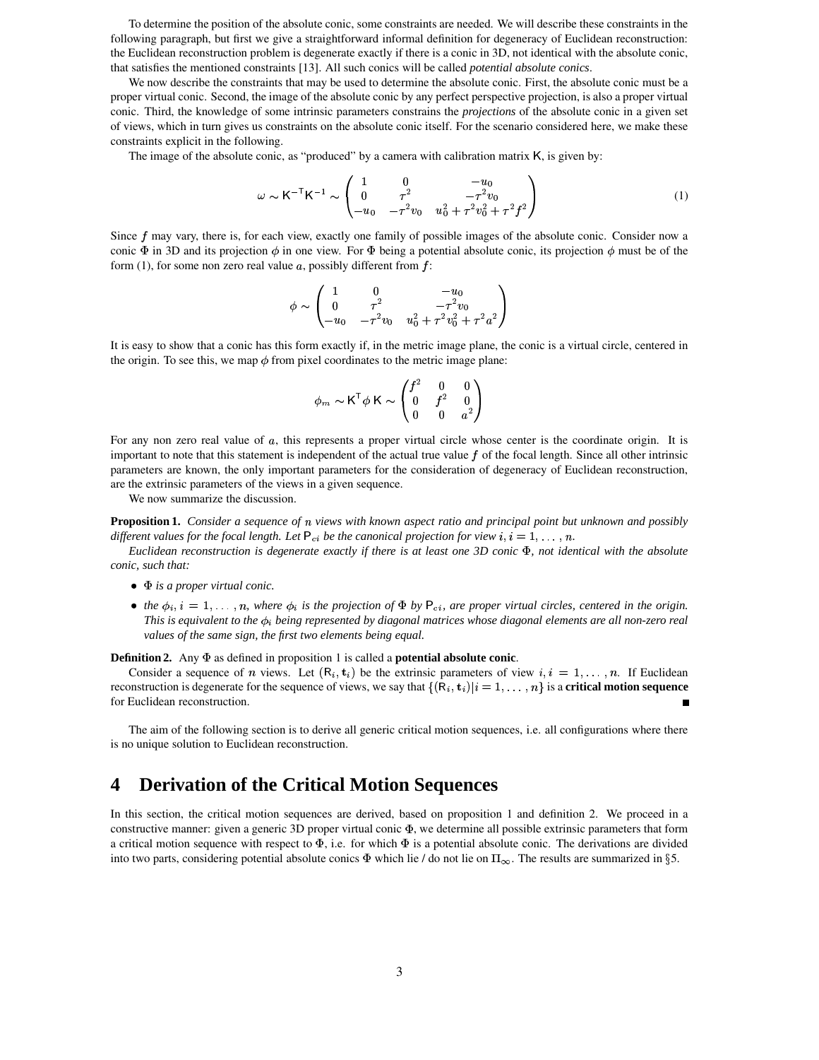To determine the position of the absolute conic, some constraints are needed. We will describe these constraints in the following paragraph, but first we give a straightforward informal definition for degeneracy of Euclidean reconstruction: the Euclidean reconstruction problem is degenerate exactly if there is a conic in 3D, not identical with the absolute conic, that satisfies the mentioned constraints [13]. All such conics will be called *potential absolute conics*.

We now describe the constraints that may be used to determine the absolute conic. First, the absolute conic must be a proper virtual conic. Second, the image of the absolute conic by any perfect perspective projection, is also a proper virtual conic. Third, the knowledge of some intrinsic parameters constrains the *projections* of the absolute conic in a given set of views, which in turn gives us constraints on the absolute conic itself. For the scenario considered here, we make these constraints explicit in the following.

The image of the absolute conic, as "produced" by a camera with calibration matrix $\mathsf{K}$, is given by:

$$\omega \sim \mathsf{K}^{-\mathsf{T}}\mathsf{K}^{-1} \sim \begin{pmatrix} 1 & 0 & -u_0 \\ 0 & \tau^2 & -\tau^2 v_0 \\ -u_0 & -\tau^2 v_0 & u_0^2 + \tau^2 v_0^2 + \tau^2 f^2 \end{pmatrix} \tag{1}$$

Since $f$ may vary, there is, for each view, exactly one family of possible images of the absolute conic. Consider now a conic $\Phi$ in 3D and its projection $\phi$ in one view. For $\Phi$ being a potential absolute conic, its projection $\phi$ must be of the form (1), for some non zero real value $a$, possibly different from $f$:

$$\phi \sim \begin{pmatrix} 1 & 0 & -u_0 \\ 0 & \tau^2 & -\tau^2 v_0 \\ -u_0 & -\tau^2 v_0 & u_0^2 + \tau^2 v_0^2 + \tau^2 a^2 \end{pmatrix}$$

It is easy to show that a conic has this form exactly if, in the metric image plane, the conic is a virtual circle, centered in the origin. To see this, we map $\phi$ from pixel coordinates to the metric image plane:

$$\phi_m \sim \mathsf{K}^{\mathsf{T}} \phi \, \mathsf{K} \sim \begin{pmatrix} f^2 & 0 & 0 \\ 0 & f^2 & 0 \\ 0 & 0 & a^2 \end{pmatrix}$$

For any non zero real value of $a$, this represents a proper virtual circle whose center is the coordinate origin. It is important to note that this statement is independent of the actual true value $f$ of the focal length. Since all other intrinsic parameters are known, the only important parameters for the consideration of degeneracy of Euclidean reconstruction, are the extrinsic parameters of the views in a given sequence.

We now summarize the discussion.

**Proposition 1.** *Consider a sequence of $n$ views with known aspect ratio and principal point but unknown and possibly different values for the focal length. Let $\mathsf{P}_{ci}$ be the canonical projection for view $i, i = 1, \ldots, n$.*

*Euclidean reconstruction is degenerate exactly if there is at least one 3D conic $\Phi$, not identical with the absolute conic, such that:*

- *$\Phi$ is a proper virtual conic.*
- *the $\phi_i, i = 1, \ldots, n$, where $\phi_i$ is the projection of $\Phi$ by $\mathsf{P}_{ci}$, are proper virtual circles, centered in the origin. This is equivalent to the $\phi_i$ being represented by diagonal matrices whose diagonal elements are all non-zero real values of the same sign, the first two elements being equal.*

**Definition 2.** Any $\Phi$ as defined in proposition 1 is called a **potential absolute conic**.

Consider a sequence of $n$ views. Let $(\mathsf{R}_i, \mathbf{t}_i)$ be the extrinsic parameters of view $i, i = 1, \ldots, n$. If Euclidean reconstruction is degenerate for the sequence of views, we say that $\{(\mathsf{R}_i, \mathbf{t}_i) | i = 1, \ldots, n\}$ is a **critical motion sequence** for Euclidean reconstruction. ∎

The aim of the following section is to derive all generic critical motion sequences, i.e. all configurations where there is no unique solution to Euclidean reconstruction.

# 4 Derivation of the Critical Motion Sequences

In this section, the critical motion sequences are derived, based on proposition 1 and definition 2. We proceed in a constructive manner: given a generic 3D proper virtual conic $\Phi$, we determine all possible extrinsic parameters that form a critical motion sequence with respect to $\Phi$, i.e. for which $\Phi$ is a potential absolute conic. The derivations are divided into two parts, considering potential absolute conics $\Phi$ which lie / do not lie on $\Pi_\infty$. The results are summarized in §5.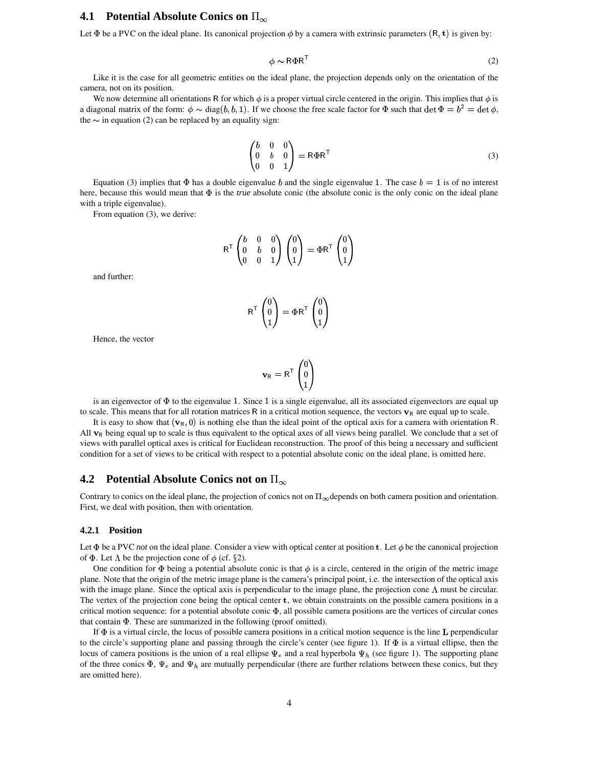## 4.1 Potential Absolute Conics on $\Pi_\infty$

Let $\Phi$ be a PVC on the ideal plane. Its canonical projection $\phi$ by a camera with extrinsic parameters $(\mathsf{R}, \mathbf{t})$ is given by:

$$\phi \sim \mathsf{R}\Phi\mathsf{R}^{\mathsf{T}} \tag{2}$$

Like it is the case for all geometric entities on the ideal plane, the projection depends only on the orientation of the camera, not on its position.

We now determine all orientations $\mathsf{R}$ for which $\phi$ is a proper virtual circle centered in the origin. This implies that $\phi$ is a diagonal matrix of the form: $\phi \sim \text{diag}(b, b, 1)$. If we choose the free scale factor for $\Phi$ such that $\det \Phi = b^2 = \det \phi$, the $\sim$ in equation (2) can be replaced by an equality sign:

$$\begin{pmatrix} b & 0 & 0 \\ 0 & b & 0 \\ 0 & 0 & 1 \end{pmatrix} = \mathsf{R}\Phi\mathsf{R}^{\mathsf{T}} \tag{3}$$

Equation (3) implies that $\Phi$ has a double eigenvalue $b$ and the single eigenvalue 1. The case $b = 1$ is of no interest here, because this would mean that $\Phi$ is the *true* absolute conic (the absolute conic is the only conic on the ideal plane with a triple eigenvalue).

From equation (3), we derive:

$$\mathsf{R}^{\mathsf{T}} \begin{pmatrix} b & 0 & 0 \\ 0 & b & 0 \\ 0 & 0 & 1 \end{pmatrix} \begin{pmatrix} 0 \\ 0 \\ 1 \end{pmatrix} = \Phi\mathsf{R}^{\mathsf{T}} \begin{pmatrix} 0 \\ 0 \\ 1 \end{pmatrix}$$

and further:

$$\mathsf{R}^{\mathsf{T}} \begin{pmatrix} 0 \\ 0 \\ 1 \end{pmatrix} = \Phi\mathsf{R}^{\mathsf{T}} \begin{pmatrix} 0 \\ 0 \\ 1 \end{pmatrix}$$

Hence, the vector

$$\mathbf{v}_{\mathsf{R}} = \mathsf{R}^{\mathsf{T}} \begin{pmatrix} 0 \\ 0 \\ 1 \end{pmatrix}$$

is an eigenvector of $\Phi$ to the eigenvalue 1. Since 1 is a single eigenvalue, all its associated eigenvectors are equal up to scale. This means that for all rotation matrices $\mathsf{R}$ in a critical motion sequence, the vectors $\mathbf{v}_{\mathsf{R}}$ are equal up to scale.

It is easy to show that $(\mathbf{v}_{\mathsf{R}}, 0)$ is nothing else than the ideal point of the optical axis for a camera with orientation $\mathsf{R}$. All $\mathbf{v}_{\mathsf{R}}$ being equal up to scale is thus equivalent to the optical axes of all views being parallel. We conclude that a set of views with parallel optical axes is critical for Euclidean reconstruction. The proof of this being a necessary and sufficient condition for a set of views to be critical with respect to a potential absolute conic on the ideal plane, is omitted here.

## 4.2 Potential Absolute Conics not on $\Pi_\infty$

Contrary to conics on the ideal plane, the projection of conics not on $\Pi_\infty$ depends on both camera position and orientation. First, we deal with position, then with orientation.

### 4.2.1 Position

Let $\Phi$ be a PVC *not* on the ideal plane. Consider a view with optical center at position $\mathbf{t}$. Let $\phi$ be the canonical projection of $\Phi$. Let $\Lambda$ be the projection cone of $\phi$ (cf. §2).

One condition for $\Phi$ being a potential absolute conic is that $\phi$ is a circle, centered in the origin of the metric image plane. Note that the origin of the metric image plane is the camera's principal point, i.e. the intersection of the optical axis with the image plane. Since the optical axis is perpendicular to the image plane, the projection cone $\Lambda$ must be circular. The vertex of the projection cone being the optical center $\mathbf{t}$, we obtain constraints on the possible camera positions in a critical motion sequence: for a potential absolute conic $\Phi$, all possible camera positions are the vertices of circular cones that contain $\Phi$. These are summarized in the following (proof omitted).

If $\Phi$ is a virtual circle, the locus of possible camera positions in a critical motion sequence is the line $\mathbf{L}$ perpendicular to the circle's supporting plane and passing through the circle's center (see figure 1). If $\Phi$ is a virtual ellipse, then the locus of camera positions is the union of a real ellipse $\Psi_e$ and a real hyperbola $\Psi_h$ (see figure 1). The supporting plane of the three conics $\Phi$, $\Psi_e$ and $\Psi_h$ are mutually perpendicular (there are further relations between these conics, but they are omitted here).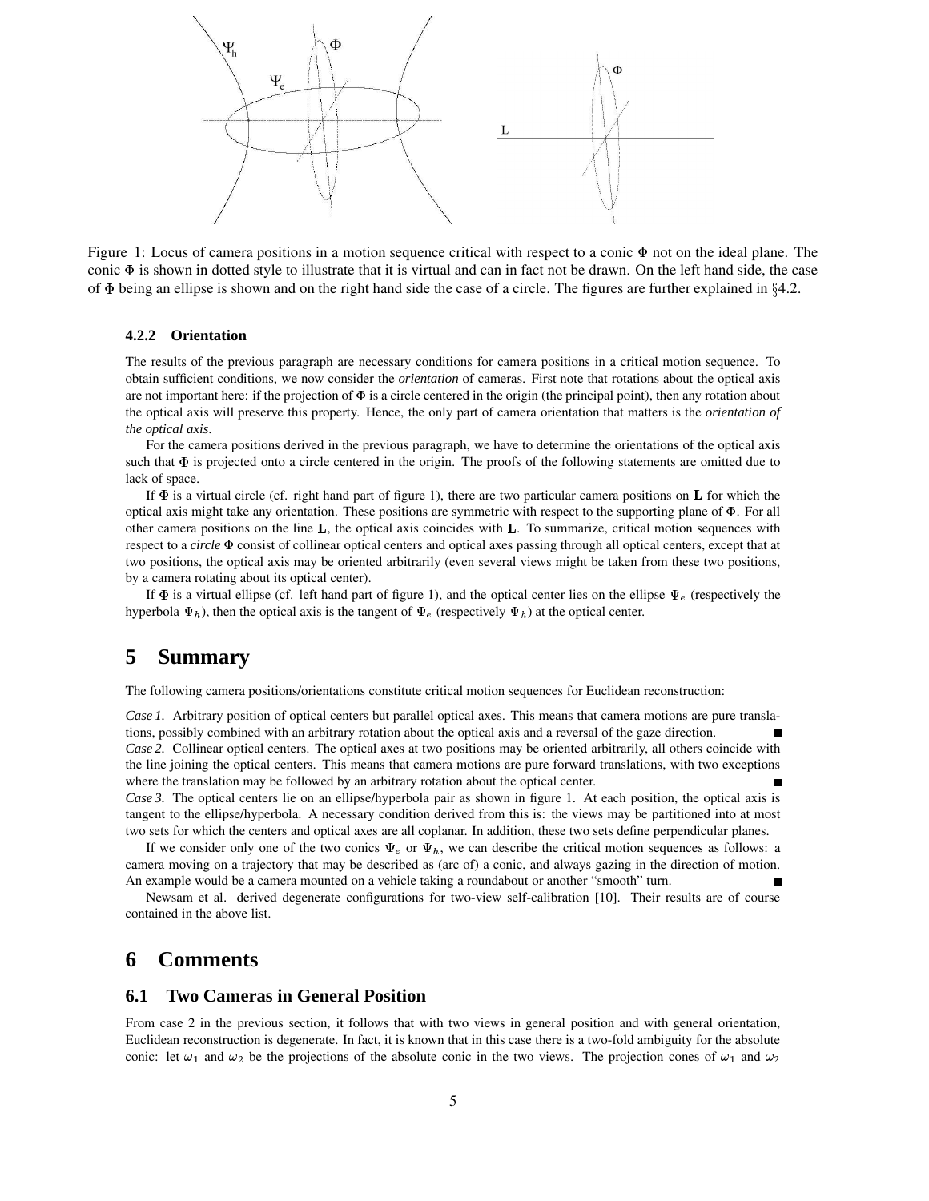Figure 1: Locus of camera positions in a motion sequence critical with respect to a conic $\Phi$ not on the ideal plane. The conic $\Phi$ is shown in dotted style to illustrate that it is virtual and can in fact not be drawn. On the left hand side, the case of $\Phi$ being an ellipse is shown and on the right hand side the case of a circle. The figures are further explained in §4.2.

#### 4.2.2 Orientation

The results of the previous paragraph are necessary conditions for camera positions in a critical motion sequence. To obtain sufficient conditions, we now consider the *orientation* of cameras. First note that rotations about the optical axis are not important here: if the projection of $\Phi$ is a circle centered in the origin (the principal point), then any rotation about the optical axis will preserve this property. Hence, the only part of camera orientation that matters is the *orientation of the optical axis*.

For the camera positions derived in the previous paragraph, we have to determine the orientations of the optical axis such that $\Phi$ is projected onto a circle centered in the origin. The proofs of the following statements are omitted due to lack of space.

If $\Phi$ is a virtual circle (cf. right hand part of figure 1), there are two particular camera positions on $\mathbf{L}$ for which the optical axis might take any orientation. These positions are symmetric with respect to the supporting plane of $\Phi$. For all other camera positions on the line $\mathbf{L}$, the optical axis coincides with $\mathbf{L}$. To summarize, critical motion sequences with respect to a *circle* $\Phi$ consist of collinear optical centers and optical axes passing through all optical centers, except that at two positions, the optical axis may be oriented arbitrarily (even several views might be taken from these two positions, by a camera rotating about its optical center).

If $\Phi$ is a virtual ellipse (cf. left hand part of figure 1), and the optical center lies on the ellipse $\Psi_e$ (respectively the hyperbola $\Psi_h$), then the optical axis is the tangent of $\Psi_e$ (respectively $\Psi_h$) at the optical center.

## 5 Summary

The following camera positions/orientations constitute critical motion sequences for Euclidean reconstruction:

*Case 1.* Arbitrary position of optical centers but parallel optical axes. This means that camera motions are pure translations, possibly combined with an arbitrary rotation about the optical axis and a reversal of the gaze direction. ■

*Case 2.* Collinear optical centers. The optical axes at two positions may be oriented arbitrarily, all others coincide with the line joining the optical centers. This means that camera motions are pure forward translations, with two exceptions where the translation may be followed by an arbitrary rotation about the optical center. ■

*Case 3.* The optical centers lie on an ellipse/hyperbola pair as shown in figure 1. At each position, the optical axis is tangent to the ellipse/hyperbola. A necessary condition derived from this is: the views may be partitioned into at most two sets for which the centers and optical axes are all coplanar. In addition, these two sets define perpendicular planes.

If we consider only one of the two conics $\Psi_e$ or $\Psi_h$, we can describe the critical motion sequences as follows: a camera moving on a trajectory that may be described as (arc of) a conic, and always gazing in the direction of motion. An example would be a camera mounted on a vehicle taking a roundabout or another "smooth" turn. ■

Newsam et al. derived degenerate configurations for two-view self-calibration [10]. Their results are of course contained in the above list.

## 6 Comments

### 6.1 Two Cameras in General Position

From case 2 in the previous section, it follows that with two views in general position and with general orientation, Euclidean reconstruction is degenerate. In fact, it is known that in this case there is a two-fold ambiguity for the absolute conic: let $\omega_1$ and $\omega_2$ be the projections of the absolute conic in the two views. The projection cones of $\omega_1$ and $\omega_2$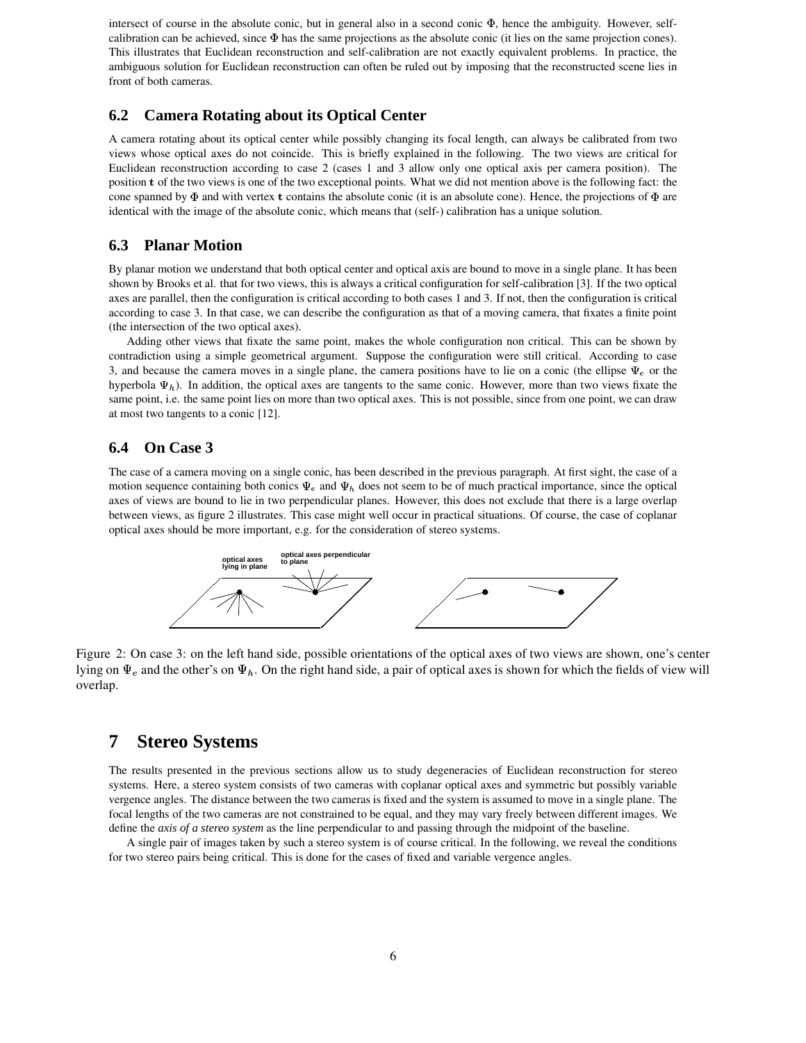intersect of course in the absolute conic, but in general also in a second conic $\Phi$, hence the ambiguity. However, self-calibration can be achieved, since $\Phi$ has the same projections as the absolute conic (it lies on the same projection cones). This illustrates that Euclidean reconstruction and self-calibration are not exactly equivalent problems. In practice, the ambiguous solution for Euclidean reconstruction can often be ruled out by imposing that the reconstructed scene lies in front of both cameras.

## 6.2 Camera Rotating about its Optical Center

A camera rotating about its optical center while possibly changing its focal length, can always be calibrated from two views whose optical axes do not coincide. This is briefly explained in the following. The two views are critical for Euclidean reconstruction according to case 2 (cases 1 and 3 allow only one optical axis per camera position). The position $\mathbf{t}$ of the two views is one of the two exceptional points. What we did not mention above is the following fact: the cone spanned by $\Phi$ and with vertex $\mathbf{t}$ contains the absolute conic (it is an absolute cone). Hence, the projections of $\Phi$ are identical with the image of the absolute conic, which means that (self-) calibration has a unique solution.

## 6.3 Planar Motion

By planar motion we understand that both optical center and optical axis are bound to move in a single plane. It has been shown by Brooks et al. that for two views, this is always a critical configuration for self-calibration [3]. If the two optical axes are parallel, then the configuration is critical according to both cases 1 and 3. If not, then the configuration is critical according to case 3. In that case, we can describe the configuration as that of a moving camera, that fixates a finite point (the intersection of the two optical axes).

Adding other views that fixate the same point, makes the whole configuration non critical. This can be shown by contradiction using a simple geometrical argument. Suppose the configuration were still critical. According to case 3, and because the camera moves in a single plane, the camera positions have to lie on a conic (the ellipse $\Psi_e$ or the hyperbola $\Psi_h$). In addition, the optical axes are tangents to the same conic. However, more than two views fixate the same point, i.e. the same point lies on more than two optical axes. This is not possible, since from one point, we can draw at most two tangents to a conic [12].

## 6.4 On Case 3

The case of a camera moving on a single conic, has been described in the previous paragraph. At first sight, the case of a motion sequence containing both conics $\Psi_e$ and $\Psi_h$ does not seem to be of much practical importance, since the optical axes of views are bound to lie in two perpendicular planes. However, this does not exclude that there is a large overlap between views, as figure 2 illustrates. This case might well occur in practical situations. Of course, the case of coplanar optical axes should be more important, e.g. for the consideration of stereo systems.

Figure 2: On case 3: on the left hand side, possible orientations of the optical axes of two views are shown, one's center lying on $\Psi_e$ and the other's on $\Psi_h$. On the right hand side, a pair of optical axes is shown for which the fields of view will overlap.

# 7 Stereo Systems

The results presented in the previous sections allow us to study degeneracies of Euclidean reconstruction for stereo systems. Here, a stereo system consists of two cameras with coplanar optical axes and symmetric but possibly variable vergence angles. The distance between the two cameras is fixed and the system is assumed to move in a single plane. The focal lengths of the two cameras are not constrained to be equal, and they may vary freely between different images. We define the *axis of a stereo system* as the line perpendicular to and passing through the midpoint of the baseline.

A single pair of images taken by such a stereo system is of course critical. In the following, we reveal the conditions for two stereo pairs being critical. This is done for the cases of fixed and variable vergence angles.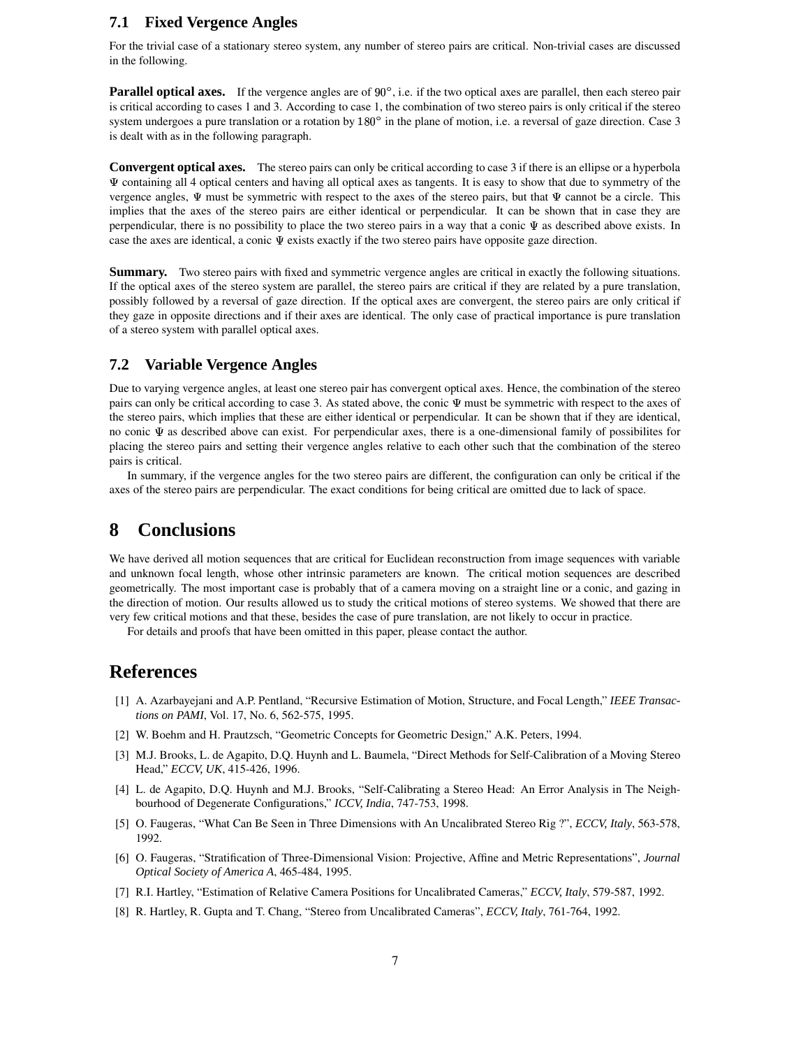### 7.1 Fixed Vergence Angles

For the trivial case of a stationary stereo system, any number of stereo pairs are critical. Non-trivial cases are discussed in the following.

**Parallel optical axes.** If the vergence angles are of $90°$, i.e. if the two optical axes are parallel, then each stereo pair is critical according to cases 1 and 3. According to case 1, the combination of two stereo pairs is only critical if the stereo system undergoes a pure translation or a rotation by $180°$ in the plane of motion, i.e. a reversal of gaze direction. Case 3 is dealt with as in the following paragraph.

**Convergent optical axes.** The stereo pairs can only be critical according to case 3 if there is an ellipse or a hyperbola $\Psi$ containing all 4 optical centers and having all optical axes as tangents. It is easy to show that due to symmetry of the vergence angles, $\Psi$ must be symmetric with respect to the axes of the stereo pairs, but that $\Psi$ cannot be a circle. This implies that the axes of the stereo pairs are either identical or perpendicular. It can be shown that in case they are perpendicular, there is no possibility to place the two stereo pairs in a way that a conic $\Psi$ as described above exists. In case the axes are identical, a conic $\Psi$ exists exactly if the two stereo pairs have opposite gaze direction.

**Summary.** Two stereo pairs with fixed and symmetric vergence angles are critical in exactly the following situations. If the optical axes of the stereo system are parallel, the stereo pairs are critical if they are related by a pure translation, possibly followed by a reversal of gaze direction. If the optical axes are convergent, the stereo pairs are only critical if they gaze in opposite directions and if their axes are identical. The only case of practical importance is pure translation of a stereo system with parallel optical axes.

### 7.2 Variable Vergence Angles

Due to varying vergence angles, at least one stereo pair has convergent optical axes. Hence, the combination of the stereo pairs can only be critical according to case 3. As stated above, the conic $\Psi$ must be symmetric with respect to the axes of the stereo pairs, which implies that these are either identical or perpendicular. It can be shown that if they are identical, no conic $\Psi$ as described above can exist. For perpendicular axes, there is a one-dimensional family of possibilites for placing the stereo pairs and setting their vergence angles relative to each other such that the combination of the stereo pairs is critical.

In summary, if the vergence angles for the two stereo pairs are different, the configuration can only be critical if the axes of the stereo pairs are perpendicular. The exact conditions for being critical are omitted due to lack of space.

# 8 Conclusions

We have derived all motion sequences that are critical for Euclidean reconstruction from image sequences with variable and unknown focal length, whose other intrinsic parameters are known. The critical motion sequences are described geometrically. The most important case is probably that of a camera moving on a straight line or a conic, and gazing in the direction of motion. Our results allowed us to study the critical motions of stereo systems. We showed that there are very few critical motions and that these, besides the case of pure translation, are not likely to occur in practice.

For details and proofs that have been omitted in this paper, please contact the author.

# References

[1] A. Azarbayejani and A.P. Pentland, "Recursive Estimation of Motion, Structure, and Focal Length," *IEEE Transactions on PAMI*, Vol. 17, No. 6, 562-575, 1995.

[2] W. Boehm and H. Prautzsch, "Geometric Concepts for Geometric Design," A.K. Peters, 1994.

[3] M.J. Brooks, L. de Agapito, D.Q. Huynh and L. Baumela, "Direct Methods for Self-Calibration of a Moving Stereo Head," *ECCV, UK*, 415-426, 1996.

[4] L. de Agapito, D.Q. Huynh and M.J. Brooks, "Self-Calibrating a Stereo Head: An Error Analysis in The Neighbourhood of Degenerate Configurations," *ICCV, India*, 747-753, 1998.

[5] O. Faugeras, "What Can Be Seen in Three Dimensions with An Uncalibrated Stereo Rig ?", *ECCV, Italy*, 563-578, 1992.

[6] O. Faugeras, "Stratification of Three-Dimensional Vision: Projective, Affine and Metric Representations", *Journal Optical Society of America A*, 465-484, 1995.

[7] R.I. Hartley, "Estimation of Relative Camera Positions for Uncalibrated Cameras," *ECCV, Italy*, 579-587, 1992.

[8] R. Hartley, R. Gupta and T. Chang, "Stereo from Uncalibrated Cameras", *ECCV, Italy*, 761-764, 1992.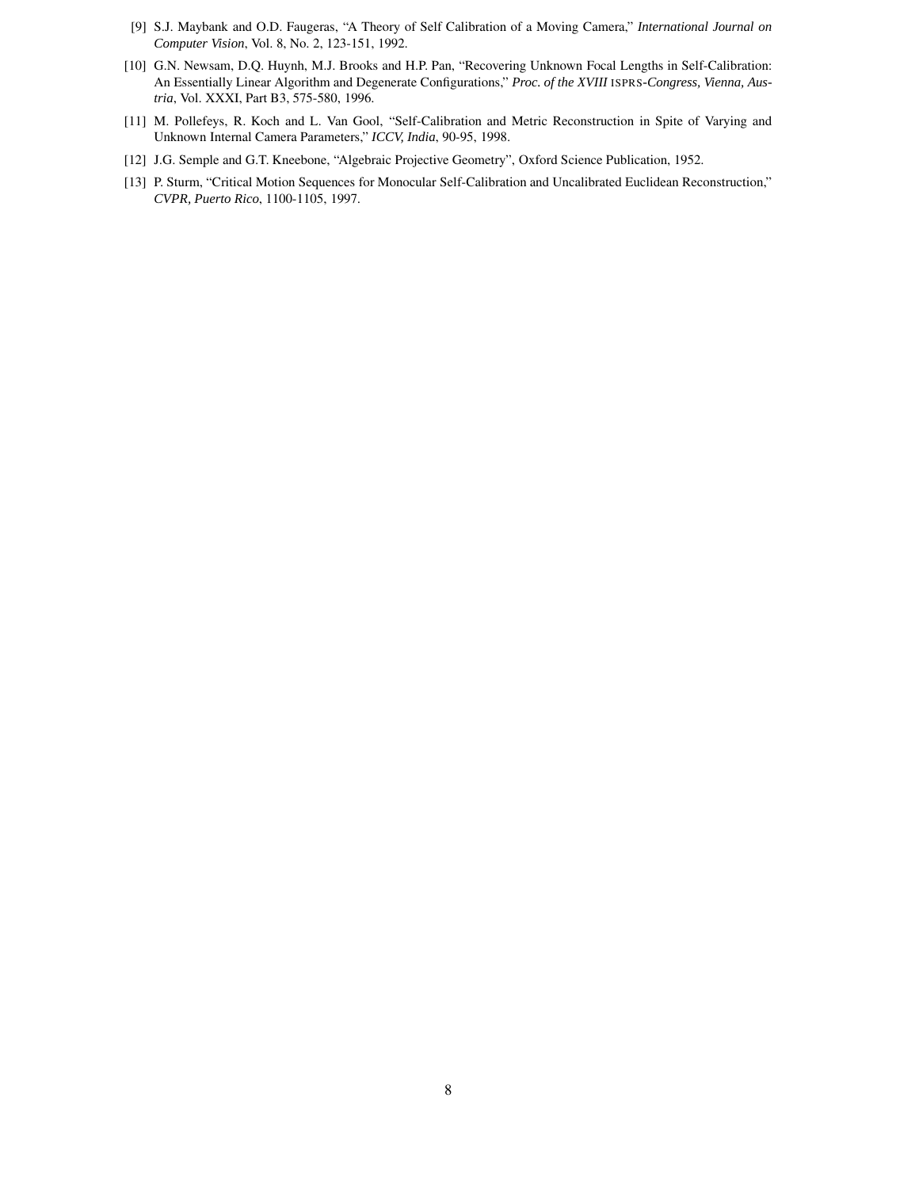[9] S.J. Maybank and O.D. Faugeras, "A Theory of Self Calibration of a Moving Camera," *International Journal on Computer Vision*, Vol. 8, No. 2, 123-151, 1992.

[10] G.N. Newsam, D.Q. Huynh, M.J. Brooks and H.P. Pan, "Recovering Unknown Focal Lengths in Self-Calibration: An Essentially Linear Algorithm and Degenerate Configurations," *Proc. of the XVIII* ISPRS*-Congress, Vienna, Austria*, Vol. XXXI, Part B3, 575-580, 1996.

[11] M. Pollefeys, R. Koch and L. Van Gool, "Self-Calibration and Metric Reconstruction in Spite of Varying and Unknown Internal Camera Parameters," *ICCV, India*, 90-95, 1998.

[12] J.G. Semple and G.T. Kneebone, "Algebraic Projective Geometry", Oxford Science Publication, 1952.

[13] P. Sturm, "Critical Motion Sequences for Monocular Self-Calibration and Uncalibrated Euclidean Reconstruction," *CVPR, Puerto Rico*, 1100-1105, 1997.